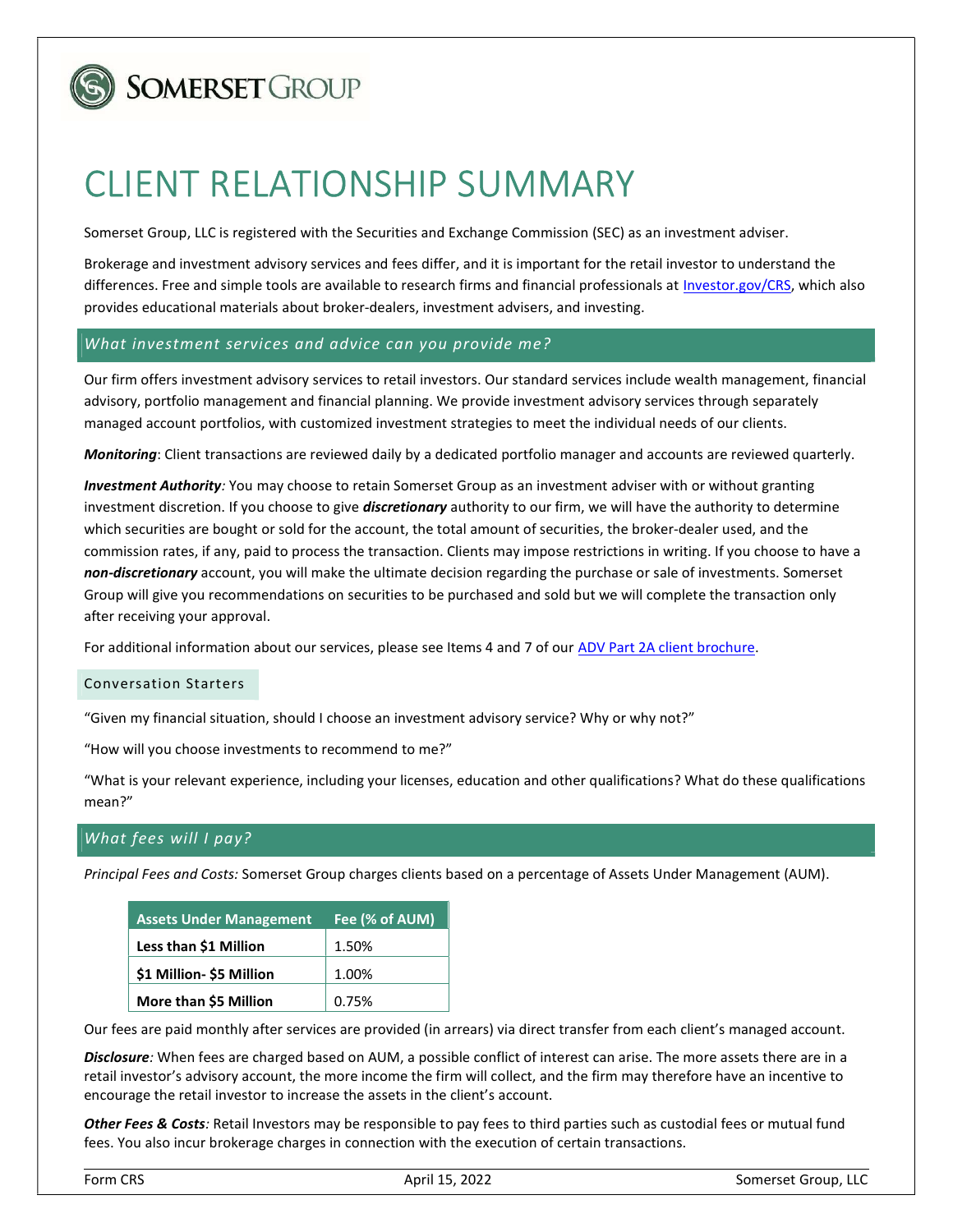SOMERSET GROUP

# CLIENT RELATIONSHIP SUMMARY

Somerset Group, LLC is registered with the Securities and Exchange Commission (SEC) as an investment adviser.

Brokerage and investment advisory services and fees differ, and it is important for the retail investor to understand the differences. Free and simple tools are available to research firms and financial professionals at Investor.gov/CRS, which also provides educational materials about broker-dealers, investment advisers, and investing.

## *What investment services and advice can you provide me?*

Our firm offers investment advisory services to retail investors. Our standard services include wealth management, financial advisory, portfolio management and financial planning. We provide investment advisory services through separately managed account portfolios, with customized investment strategies to meet the individual needs of our clients.

***Monitoring***: Client transactions are reviewed daily by a dedicated portfolio manager and accounts are reviewed quarterly.

***Investment Authority****:* You may choose to retain Somerset Group as an investment adviser with or without granting investment discretion. If you choose to give ***discretionary*** authority to our firm, we will have the authority to determine which securities are bought or sold for the account, the total amount of securities, the broker-dealer used, and the commission rates, if any, paid to process the transaction. Clients may impose restrictions in writing. If you choose to have a ***non-discretionary*** account, you will make the ultimate decision regarding the purchase or sale of investments. Somerset Group will give you recommendations on securities to be purchased and sold but we will complete the transaction only after receiving your approval.

For additional information about our services, please see Items 4 and 7 of our ADV Part 2A client brochure.

### Conversation Starters

"Given my financial situation, should I choose an investment advisory service? Why or why not?"

"How will you choose investments to recommend to me?"

"What is your relevant experience, including your licenses, education and other qualifications? What do these qualifications mean?"

## *What fees will I pay?*

*Principal Fees and Costs:* Somerset Group charges clients based on a percentage of Assets Under Management (AUM).

| Assets Under Management | Fee (% of AUM) |
|---|---|
| **Less than $1 Million** | 1.50% |
| **$1 Million- $5 Million** | 1.00% |
| **More than $5 Million** | 0.75% |

Our fees are paid monthly after services are provided (in arrears) via direct transfer from each client's managed account.

***Disclosure****:* When fees are charged based on AUM, a possible conflict of interest can arise. The more assets there are in a retail investor's advisory account, the more income the firm will collect, and the firm may therefore have an incentive to encourage the retail investor to increase the assets in the client's account.

***Other Fees & Costs****:* Retail Investors may be responsible to pay fees to third parties such as custodial fees or mutual fund fees. You also incur brokerage charges in connection with the execution of certain transactions.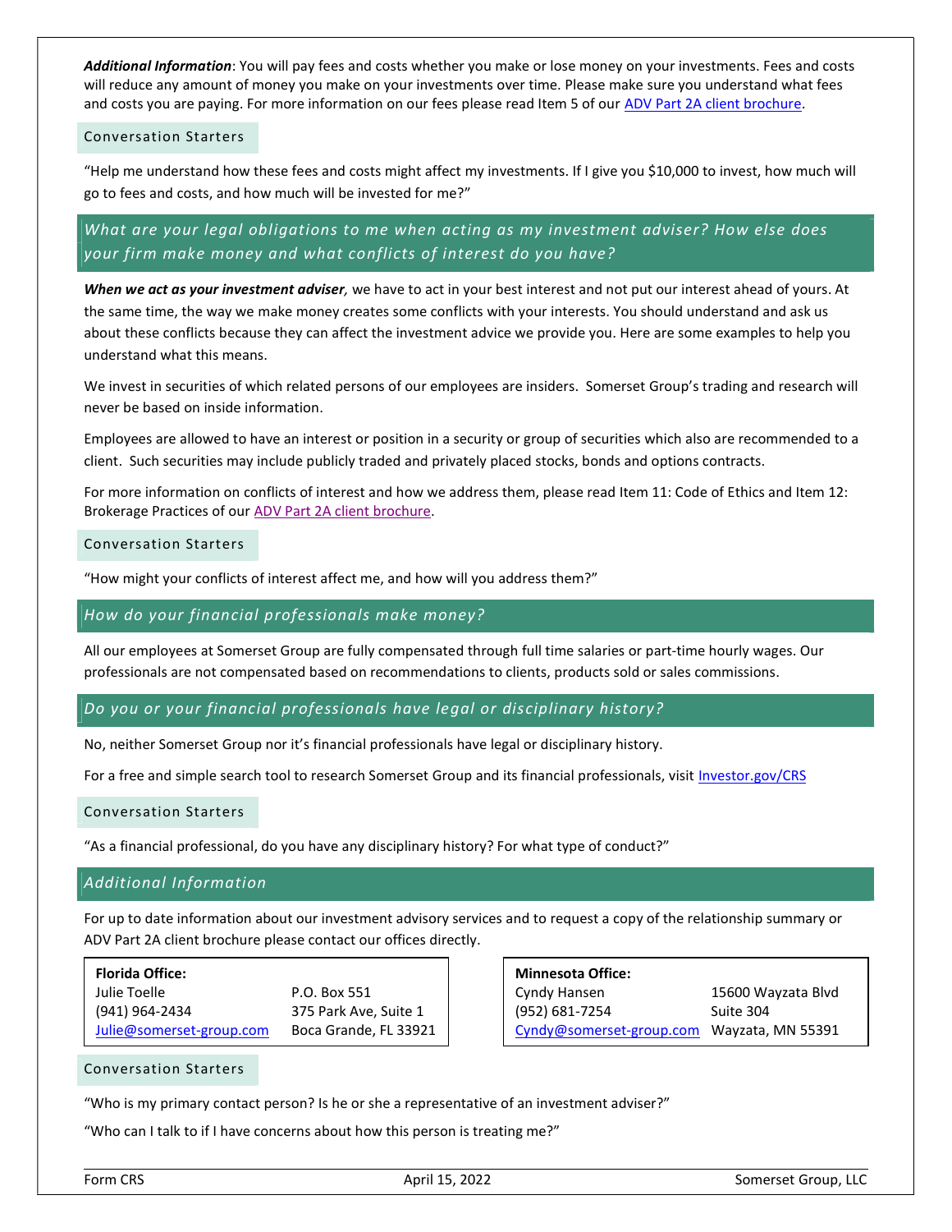***Additional Information***: You will pay fees and costs whether you make or lose money on your investments. Fees and costs will reduce any amount of money you make on your investments over time. Please make sure you understand what fees and costs you are paying. For more information on our fees please read Item 5 of our ADV Part 2A client brochure.

### Conversation Starters

"Help me understand how these fees and costs might affect my investments. If I give you $10,000 to invest, how much will go to fees and costs, and how much will be invested for me?"

## *What are your legal obligations to me when acting as my investment adviser? How else does your firm make money and what conflicts of interest do you have?*

***When we act as your investment adviser,*** we have to act in your best interest and not put our interest ahead of yours. At the same time, the way we make money creates some conflicts with your interests. You should understand and ask us about these conflicts because they can affect the investment advice we provide you. Here are some examples to help you understand what this means.

We invest in securities of which related persons of our employees are insiders. Somerset Group's trading and research will never be based on inside information.

Employees are allowed to have an interest or position in a security or group of securities which also are recommended to a client. Such securities may include publicly traded and privately placed stocks, bonds and options contracts.

For more information on conflicts of interest and how we address them, please read Item 11: Code of Ethics and Item 12: Brokerage Practices of our ADV Part 2A client brochure.

### Conversation Starters

"How might your conflicts of interest affect me, and how will you address them?"

## *How do your financial professionals make money?*

All our employees at Somerset Group are fully compensated through full time salaries or part-time hourly wages. Our professionals are not compensated based on recommendations to clients, products sold or sales commissions.

## *Do you or your financial professionals have legal or disciplinary history?*

No, neither Somerset Group nor it's financial professionals have legal or disciplinary history.

For a free and simple search tool to research Somerset Group and its financial professionals, visit Investor.gov/CRS

### Conversation Starters

"As a financial professional, do you have any disciplinary history? For what type of conduct?"

## *Additional Information*

For up to date information about our investment advisory services and to request a copy of the relationship summary or ADV Part 2A client brochure please contact our offices directly.

**Florida Office:**
Julie Toelle
(941) 964-2434
Julie@somerset-group.com
P.O. Box 551
375 Park Ave, Suite 1
Boca Grande, FL 33921

**Minnesota Office:**
Cyndy Hansen
(952) 681-7254
Cyndy@somerset-group.com
15600 Wayzata Blvd
Suite 304
Wayzata, MN 55391

### Conversation Starters

"Who is my primary contact person? Is he or she a representative of an investment adviser?"

"Who can I talk to if I have concerns about how this person is treating me?"